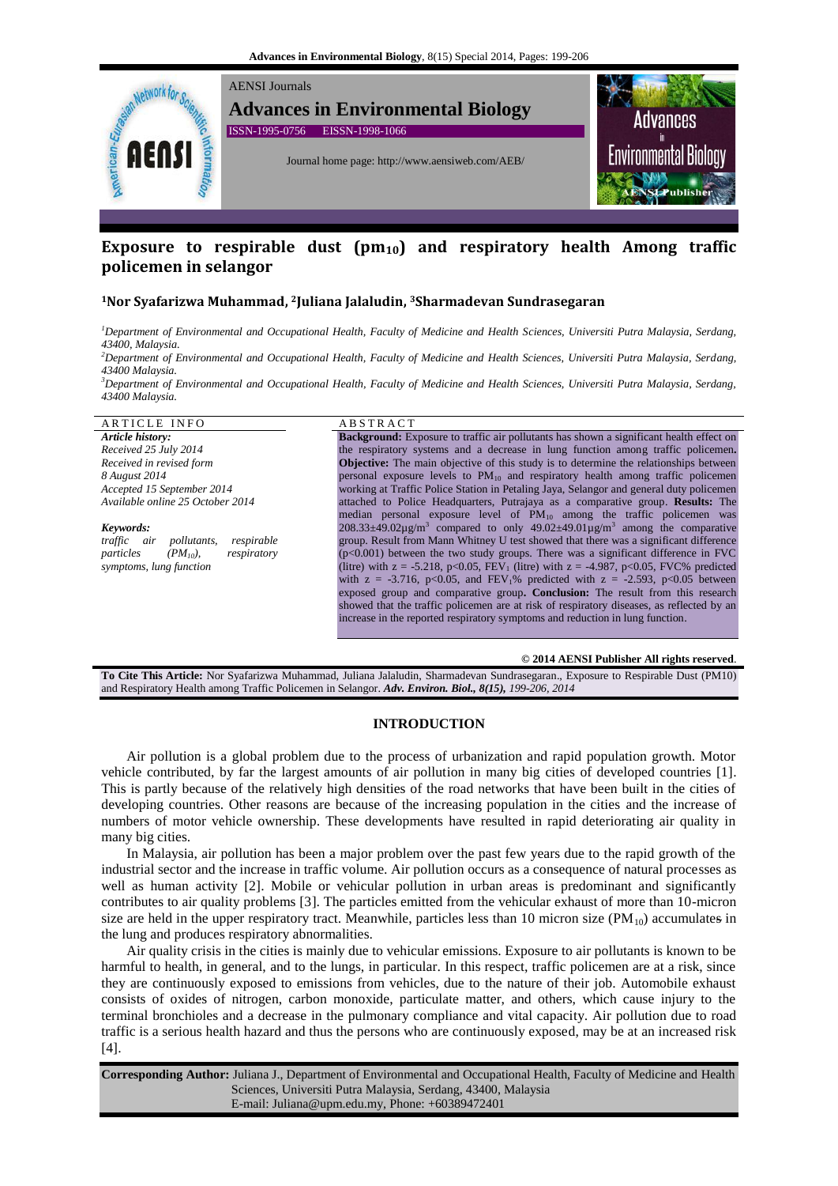AENSI Journals

**Advances in Environmental Biology**

ISSN-1995-0756 EISSN-1998-1066

Journal home page: http://www.aensiweb.com/AEB/

# Exposure to respirable dust ($pm_{10}$) and respiratory health Among traffic policemen in selangor

**[1]Nor Syafarizwa Muhammad, [2]Juliana Jalaludin, [3]Sharmadevan Sundrasegaran**

[1]*Department of Environmental and Occupational Health, Faculty of Medicine and Health Sciences, Universiti Putra Malaysia, Serdang, 43400, Malaysia.*

[2]*Department of Environmental and Occupational Health, Faculty of Medicine and Health Sciences, Universiti Putra Malaysia, Serdang, 43400 Malaysia.*

[3]*Department of Environmental and Occupational Health, Faculty of Medicine and Health Sciences, Universiti Putra Malaysia, Serdang, 43400 Malaysia.*

ARTICLE INFO

***Article history:***
*Received 25 July 2014*
*Received in revised form*
*8 August 2014*
*Accepted 15 September 2014*
*Available online 25 October 2014*

***Keywords:***
*traffic air pollutants, respirable particles ($PM_{10}$), respiratory symptoms, lung function*

ABSTRACT

**Background:** Exposure to traffic air pollutants has shown a significant health effect on the respiratory systems and a decrease in lung function among traffic policemen**.** **Objective:** The main objective of this study is to determine the relationships between personal exposure levels to $PM_{10}$ and respiratory health among traffic policemen working at Traffic Police Station in Petaling Jaya, Selangor and general duty policemen attached to Police Headquarters, Putrajaya as a comparative group. **Results:** The median personal exposure level of $PM_{10}$ among the traffic policemen was $208.33\pm49.02\mu g/m^3$ compared to only $49.02\pm49.01\mu g/m^3$ among the comparative group. Result from Mann Whitney U test showed that there was a significant difference ($p<0.001$) between the two study groups. There was a significant difference in FVC (litre) with $z = -5.218$, $p<0.05$, $FEV_1$ (litre) with $z = -4.987$, $p<0.05$, FVC% predicted with $z = -3.716$, $p<0.05$, and $FEV_1$% predicted with $z = -2.593$, $p<0.05$ between exposed group and comparative group**. Conclusion:** The result from this research showed that the traffic policemen are at risk of respiratory diseases, as reflected by an increase in the reported respiratory symptoms and reduction in lung function.

**© 2014 AENSI Publisher All rights reserved**.

**To Cite This Article:** Nor Syafarizwa Muhammad, Juliana Jalaludin, Sharmadevan Sundrasegaran., Exposure to Respirable Dust (PM10) and Respiratory Health among Traffic Policemen in Selangor. ***Adv. Environ. Biol., 8(15),*** *199-206, 2014*

## INTRODUCTION

Air pollution is a global problem due to the process of urbanization and rapid population growth. Motor vehicle contributed, by far the largest amounts of air pollution in many big cities of developed countries [1]. This is partly because of the relatively high densities of the road networks that have been built in the cities of developing countries. Other reasons are because of the increasing population in the cities and the increase of numbers of motor vehicle ownership. These developments have resulted in rapid deteriorating air quality in many big cities.

In Malaysia, air pollution has been a major problem over the past few years due to the rapid growth of the industrial sector and the increase in traffic volume. Air pollution occurs as a consequence of natural processes as well as human activity [2]. Mobile or vehicular pollution in urban areas is predominant and significantly contributes to air quality problems [3]. The particles emitted from the vehicular exhaust of more than 10-micron size are held in the upper respiratory tract. Meanwhile, particles less than 10 micron size ($PM_{10}$) accumulates in the lung and produces respiratory abnormalities.

Air quality crisis in the cities is mainly due to vehicular emissions. Exposure to air pollutants is known to be harmful to health, in general, and to the lungs, in particular. In this respect, traffic policemen are at a risk, since they are continuously exposed to emissions from vehicles, due to the nature of their job. Automobile exhaust consists of oxides of nitrogen, carbon monoxide, particulate matter, and others, which cause injury to the terminal bronchioles and a decrease in the pulmonary compliance and vital capacity. Air pollution due to road traffic is a serious health hazard and thus the persons who are continuously exposed, may be at an increased risk [4].

**Corresponding Author:** Juliana J., Department of Environmental and Occupational Health, Faculty of Medicine and Health Sciences, Universiti Putra Malaysia, Serdang, 43400, Malaysia
E-mail: Juliana@upm.edu.my, Phone: +60389472401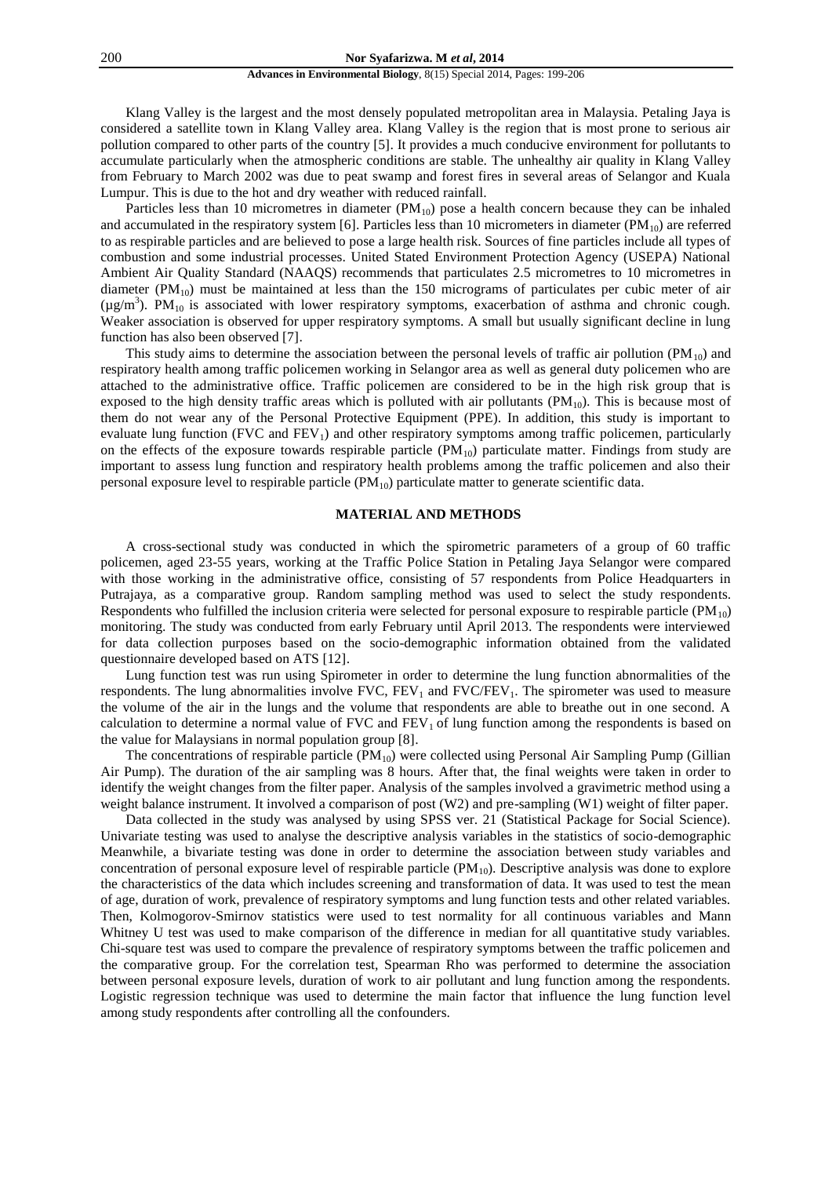Klang Valley is the largest and the most densely populated metropolitan area in Malaysia. Petaling Jaya is considered a satellite town in Klang Valley area. Klang Valley is the region that is most prone to serious air pollution compared to other parts of the country [5]. It provides a much conducive environment for pollutants to accumulate particularly when the atmospheric conditions are stable. The unhealthy air quality in Klang Valley from February to March 2002 was due to peat swamp and forest fires in several areas of Selangor and Kuala Lumpur. This is due to the hot and dry weather with reduced rainfall.

Particles less than 10 micrometres in diameter ($PM_{10}$) pose a health concern because they can be inhaled and accumulated in the respiratory system [6]. Particles less than 10 micrometers in diameter ($PM_{10}$) are referred to as respirable particles and are believed to pose a large health risk. Sources of fine particles include all types of combustion and some industrial processes. United Stated Environment Protection Agency (USEPA) National Ambient Air Quality Standard (NAAQS) recommends that particulates 2.5 micrometres to 10 micrometres in diameter ($PM_{10}$) must be maintained at less than the 150 micrograms of particulates per cubic meter of air ($\mu g/m^3$). $PM_{10}$ is associated with lower respiratory symptoms, exacerbation of asthma and chronic cough. Weaker association is observed for upper respiratory symptoms. A small but usually significant decline in lung function has also been observed [7].

This study aims to determine the association between the personal levels of traffic air pollution ($PM_{10}$) and respiratory health among traffic policemen working in Selangor area as well as general duty policemen who are attached to the administrative office. Traffic policemen are considered to be in the high risk group that is exposed to the high density traffic areas which is polluted with air pollutants ($PM_{10}$). This is because most of them do not wear any of the Personal Protective Equipment (PPE). In addition, this study is important to evaluate lung function (FVC and $FEV_1$) and other respiratory symptoms among traffic policemen, particularly on the effects of the exposure towards respirable particle ($PM_{10}$) particulate matter. Findings from study are important to assess lung function and respiratory health problems among the traffic policemen and also their personal exposure level to respirable particle ($PM_{10}$) particulate matter to generate scientific data.

## MATERIAL AND METHODS

A cross-sectional study was conducted in which the spirometric parameters of a group of 60 traffic policemen, aged 23-55 years, working at the Traffic Police Station in Petaling Jaya Selangor were compared with those working in the administrative office, consisting of 57 respondents from Police Headquarters in Putrajaya, as a comparative group. Random sampling method was used to select the study respondents. Respondents who fulfilled the inclusion criteria were selected for personal exposure to respirable particle ($PM_{10}$) monitoring. The study was conducted from early February until April 2013. The respondents were interviewed for data collection purposes based on the socio-demographic information obtained from the validated questionnaire developed based on ATS [12].

Lung function test was run using Spirometer in order to determine the lung function abnormalities of the respondents. The lung abnormalities involve FVC, $FEV_1$ and FVC/$FEV_1$. The spirometer was used to measure the volume of the air in the lungs and the volume that respondents are able to breathe out in one second. A calculation to determine a normal value of FVC and $FEV_1$ of lung function among the respondents is based on the value for Malaysians in normal population group [8].

The concentrations of respirable particle ($PM_{10}$) were collected using Personal Air Sampling Pump (Gillian Air Pump). The duration of the air sampling was 8 hours. After that, the final weights were taken in order to identify the weight changes from the filter paper. Analysis of the samples involved a gravimetric method using a weight balance instrument. It involved a comparison of post (W2) and pre-sampling (W1) weight of filter paper.

Data collected in the study was analysed by using SPSS ver. 21 (Statistical Package for Social Science). Univariate testing was used to analyse the descriptive analysis variables in the statistics of socio-demographic Meanwhile, a bivariate testing was done in order to determine the association between study variables and concentration of personal exposure level of respirable particle ($PM_{10}$). Descriptive analysis was done to explore the characteristics of the data which includes screening and transformation of data. It was used to test the mean of age, duration of work, prevalence of respiratory symptoms and lung function tests and other related variables. Then, Kolmogorov-Smirnov statistics were used to test normality for all continuous variables and Mann Whitney U test was used to make comparison of the difference in median for all quantitative study variables. Chi-square test was used to compare the prevalence of respiratory symptoms between the traffic policemen and the comparative group. For the correlation test, Spearman Rho was performed to determine the association between personal exposure levels, duration of work to air pollutant and lung function among the respondents. Logistic regression technique was used to determine the main factor that influence the lung function level among study respondents after controlling all the confounders.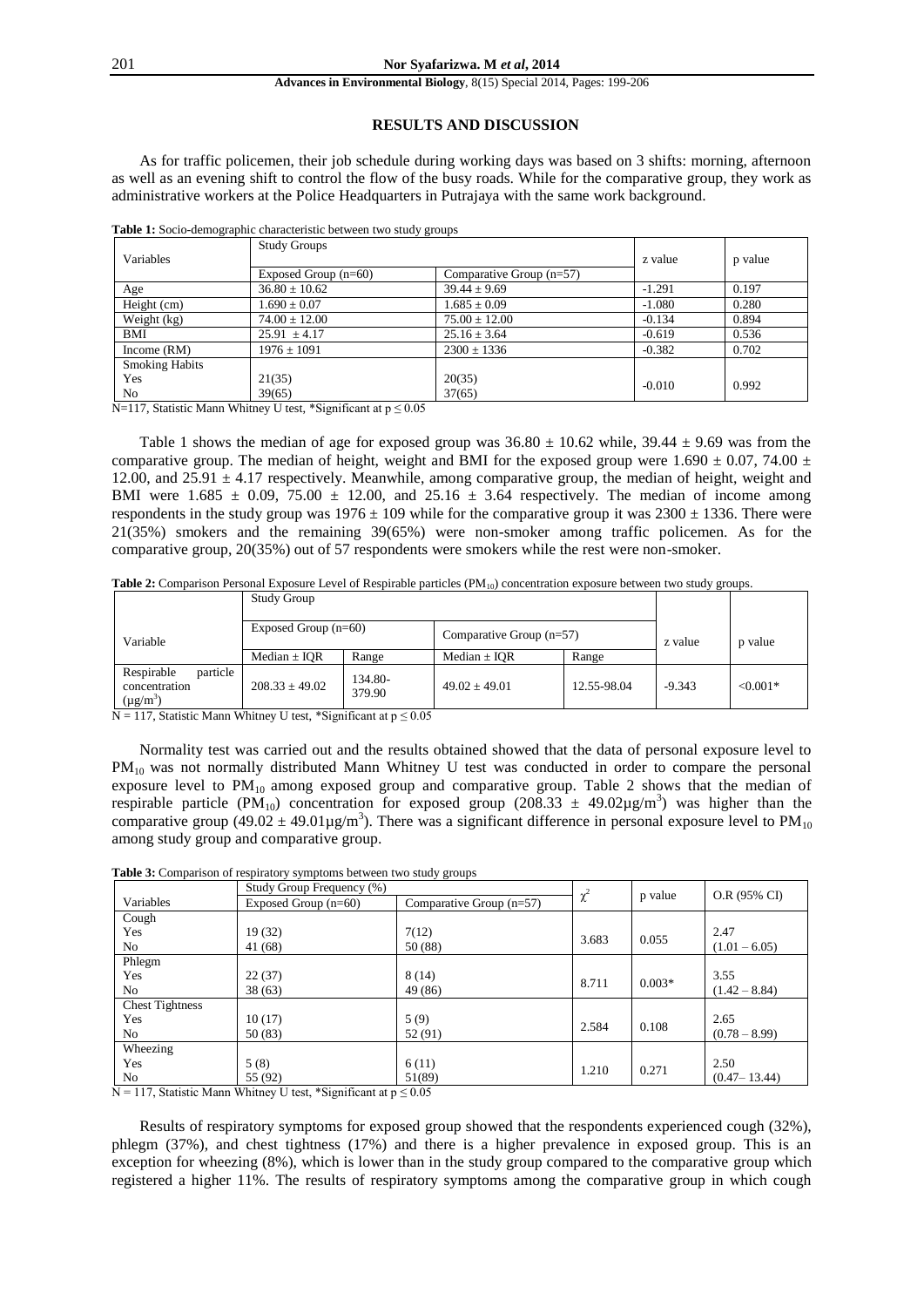## RESULTS AND DISCUSSION

As for traffic policemen, their job schedule during working days was based on 3 shifts: morning, afternoon as well as an evening shift to control the flow of the busy roads. While for the comparative group, they work as administrative workers at the Police Headquarters in Putrajaya with the same work background.

**Table 1:** Socio-demographic characteristic between two study groups

| Variables | Study Groups | | z value | p value |
|---|---|---|---|---|
| | Exposed Group (n=60) | Comparative Group (n=57) | | |
| Age | 36.80 ± 10.62 | 39.44 ± 9.69 | -1.291 | 0.197 |
| Height (cm) | 1.690 ± 0.07 | 1.685 ± 0.09 | -1.080 | 0.280 |
| Weight (kg) | 74.00 ± 12.00 | 75.00 ± 12.00 | -0.134 | 0.894 |
| BMI | 25.91 ± 4.17 | 25.16 ± 3.64 | -0.619 | 0.536 |
| Income (RM) | 1976 ± 1091 | 2300 ± 1336 | -0.382 | 0.702 |
| Smoking Habits | | | | |
| Yes | 21(35) | 20(35) | -0.010 | 0.992 |
| No | 39(65) | 37(65) | | |

N=117, Statistic Mann Whitney U test, *Significant at $p \leq 0.05$

Table 1 shows the median of age for exposed group was 36.80 ± 10.62 while, 39.44 ± 9.69 was from the comparative group. The median of height, weight and BMI for the exposed group were 1.690 ± 0.07, 74.00 ± 12.00, and 25.91 ± 4.17 respectively. Meanwhile, among comparative group, the median of height, weight and BMI were 1.685 ± 0.09, 75.00 ± 12.00, and 25.16 ± 3.64 respectively. The median of income among respondents in the study group was 1976 ± 109 while for the comparative group it was 2300 ± 1336. There were 21(35%) smokers and the remaining 39(65%) were non-smoker among traffic policemen. As for the comparative group, 20(35%) out of 57 respondents were smokers while the rest were non-smoker.

**Table 2:** Comparison Personal Exposure Level of Respirable particles ($PM_{10}$) concentration exposure between two study groups.

| Variable | Study Group | | | | z value | p value |
|---|---|---|---|---|---|---|
| | Exposed Group (n=60) | | Comparative Group (n=57) | | | |
| | Median ± IQR | Range | Median ± IQR | Range | | |
| Respirable particle concentration ($\mu g/m^3$) | 208.33 ± 49.02 | 134.80-379.90 | 49.02 ± 49.01 | 12.55-98.04 | -9.343 | <0.001* |

N = 117, Statistic Mann Whitney U test, *Significant at $p \leq 0.05$

Normality test was carried out and the results obtained showed that the data of personal exposure level to $PM_{10}$ was not normally distributed Mann Whitney U test was conducted in order to compare the personal exposure level to $PM_{10}$ among exposed group and comparative group. Table 2 shows that the median of respirable particle ($PM_{10}$) concentration for exposed group (208.33 ± 49.02$\mu g/m^3$) was higher than the comparative group (49.02 ± 49.01$\mu g/m^3$). There was a significant difference in personal exposure level to $PM_{10}$ among study group and comparative group.

**Table 3:** Comparison of respiratory symptoms between two study groups

| Variables | Study Group Frequency (%) | | $\chi^2$ | p value | O.R (95% CI) |
|---|---|---|---|---|---|
| | Exposed Group (n=60) | Comparative Group (n=57) | | | |
| Cough | | | | | |
| Yes | 19 (32) | 7(12) | 3.683 | 0.055 | 2.47 (1.01 – 6.05) |
| No | 41 (68) | 50 (88) | | | |
| Phlegm | | | | | |
| Yes | 22 (37) | 8 (14) | 8.711 | 0.003* | 3.55 (1.42 – 8.84) |
| No | 38 (63) | 49 (86) | | | |
| Chest Tightness | | | | | |
| Yes | 10 (17) | 5 (9) | 2.584 | 0.108 | 2.65 (0.78 – 8.99) |
| No | 50 (83) | 52 (91) | | | |
| Wheezing | | | | | |
| Yes | 5 (8) | 6 (11) | 1.210 | 0.271 | 2.50 (0.47– 13.44) |
| No | 55 (92) | 51(89) | | | |

N = 117, Statistic Mann Whitney U test, *Significant at $p \leq 0.05$

Results of respiratory symptoms for exposed group showed that the respondents experienced cough (32%), phlegm (37%), and chest tightness (17%) and there is a higher prevalence in exposed group. This is an exception for wheezing (8%), which is lower than in the study group compared to the comparative group which registered a higher 11%. The results of respiratory symptoms among the comparative group in which cough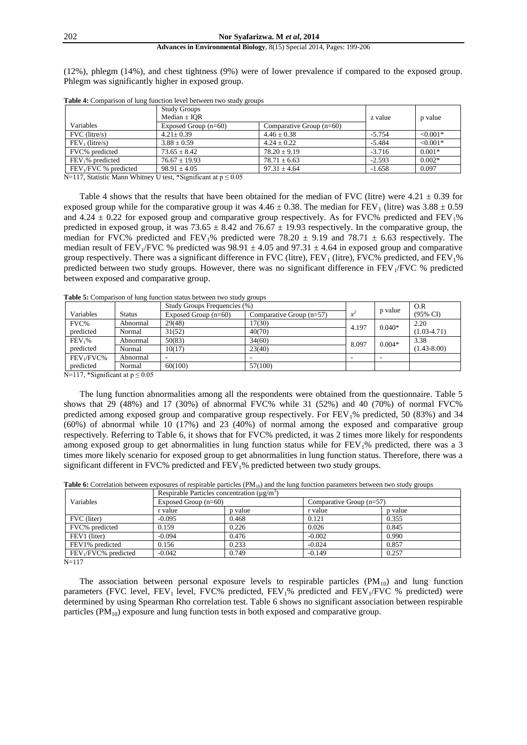(12%), phlegm (14%), and chest tightness (9%) were of lower prevalence if compared to the exposed group. Phlegm was significantly higher in exposed group.

**Table 4:** Comparison of lung function level between two study groups

| Variables | Study Groups Median ± IQR | | z value | p value |
|---|---|---|---|---|
| | Exposed Group (n=60) | Comparative Group (n=60) | | |
| FVC (litre/s) | 4.21± 0.39 | 4.46 ± 0.38 | -5.754 | <0.001* |
| $FEV_1$ (litre/s) | 3.88 ± 0.59 | 4.24 ± 0.22 | -5.484 | <0.001* |
| FVC% predicted | 73.65 ± 8.42 | 78.20 ± 9.19 | -3.716 | 0.001* |
| $FEV_1$% predicted | 76.67 ± 19.93 | 78.71 ± 6.63 | -2.593 | 0.002* |
| $FEV_1$/FVC % predicted | 98.91 ± 4.05 | 97.31 ± 4.64 | -1.658 | 0.097 |

N=117, Statistic Mann Whitney U test, *Significant at $p \leq 0.05$

Table 4 shows that the results that have been obtained for the median of FVC (litre) were 4.21 ± 0.39 for exposed group while for the comparative group it was 4.46 ± 0.38. The median for $FEV_1$ (litre) was 3.88 ± 0.59 and 4.24 ± 0.22 for exposed group and comparative group respectively. As for FVC% predicted and $FEV_1$% predicted in exposed group, it was 73.65 ± 8.42 and 76.67 ± 19.93 respectively. In the comparative group, the median for FVC% predicted and $FEV_1$% predicted were 78.20 ± 9.19 and 78.71 ± 6.63 respectively. The median result of $FEV_1$/FVC % predicted was 98.91 ± 4.05 and 97.31 ± 4.64 in exposed group and comparative group respectively. There was a significant difference in FVC (litre), $FEV_1$ (litre), FVC% predicted, and $FEV_1$% predicted between two study groups. However, there was no significant difference in $FEV_1$/FVC % predicted between exposed and comparative group.

**Table 5:** Comparison of lung function status between two study groups

| Variables | Status | Study Groups Frequencies (%) | | $x^2$ | p value | O.R (95% CI) |
|---|---|---|---|---|---|---|
| | | Exposed Group (n=60) | Comparative Group (n=57) | | | |
| FVC% predicted | Abnormal | 29(48) | 17(30) | 4.197 | 0.040* | 2.20 (1.03-4.71) |
| | Normal | 31(52) | 40(70) | | | |
| $FEV_1$% predicted | Abnormal | 50(83) | 34(60) | 8.097 | 0.004* | 3.38 (1.43-8.00) |
| | Normal | 10(17) | 23(40) | | | |
| $FEV_1$/FVC% predicted | Abnormal | - | - | - | - | |
| | Normal | 60(100) | 57(100) | | | |

N=117, *Significant at $p \leq 0.05$

The lung function abnormalities among all the respondents were obtained from the questionnaire. Table 5 shows that 29 (48%) and 17 (30%) of abnormal FVC% while 31 (52%) and 40 (70%) of normal FVC% predicted among exposed group and comparative group respectively. For $FEV_1$% predicted, 50 (83%) and 34 (60%) of abnormal while 10 (17%) and 23 (40%) of normal among the exposed and comparative group respectively. Referring to Table 6, it shows that for FVC% predicted, it was 2 times more likely for respondents among exposed group to get abnormalities in lung function status while for $FEV_1$% predicted, there was a 3 times more likely scenario for exposed group to get abnormalities in lung function status. Therefore, there was a significant different in FVC% predicted and $FEV_1$% predicted between two study groups.

**Table 6:** Correlation between exposures of respirable particles ($PM_{10}$) and the lung function parameters between two study groups

| Variables | Respirable Particles concentration (µg/m$^3$) | | | |
|---|---|---|---|---|
| | Exposed Group (n=60) | | Comparative Group (n=57) | |
| | r value | p value | r value | p value |
| FVC (liter) | -0.095 | 0.468 | 0.121 | 0.355 |
| FVC% predicted | 0.159 | 0.226 | 0.026 | 0.845 |
| FEV1 (liter) | -0.094 | 0.476 | -0.002 | 0.990 |
| FEV1% predicted | 0.156 | 0.233 | -0.024 | 0.857 |
| $FEV_1$/FVC% predicted | -0.042 | 0.749 | -0.149 | 0.257 |

N=117

The association between personal exposure levels to respirable particles ($PM_{10}$) and lung function parameters (FVC level, $FEV_1$ level, FVC% predicted, $FEV_1$% predicted and $FEV_1$/FVC % predicted) were determined by using Spearman Rho correlation test. Table 6 shows no significant association between respirable particles ($PM_{10}$) exposure and lung function tests in both exposed and comparative group.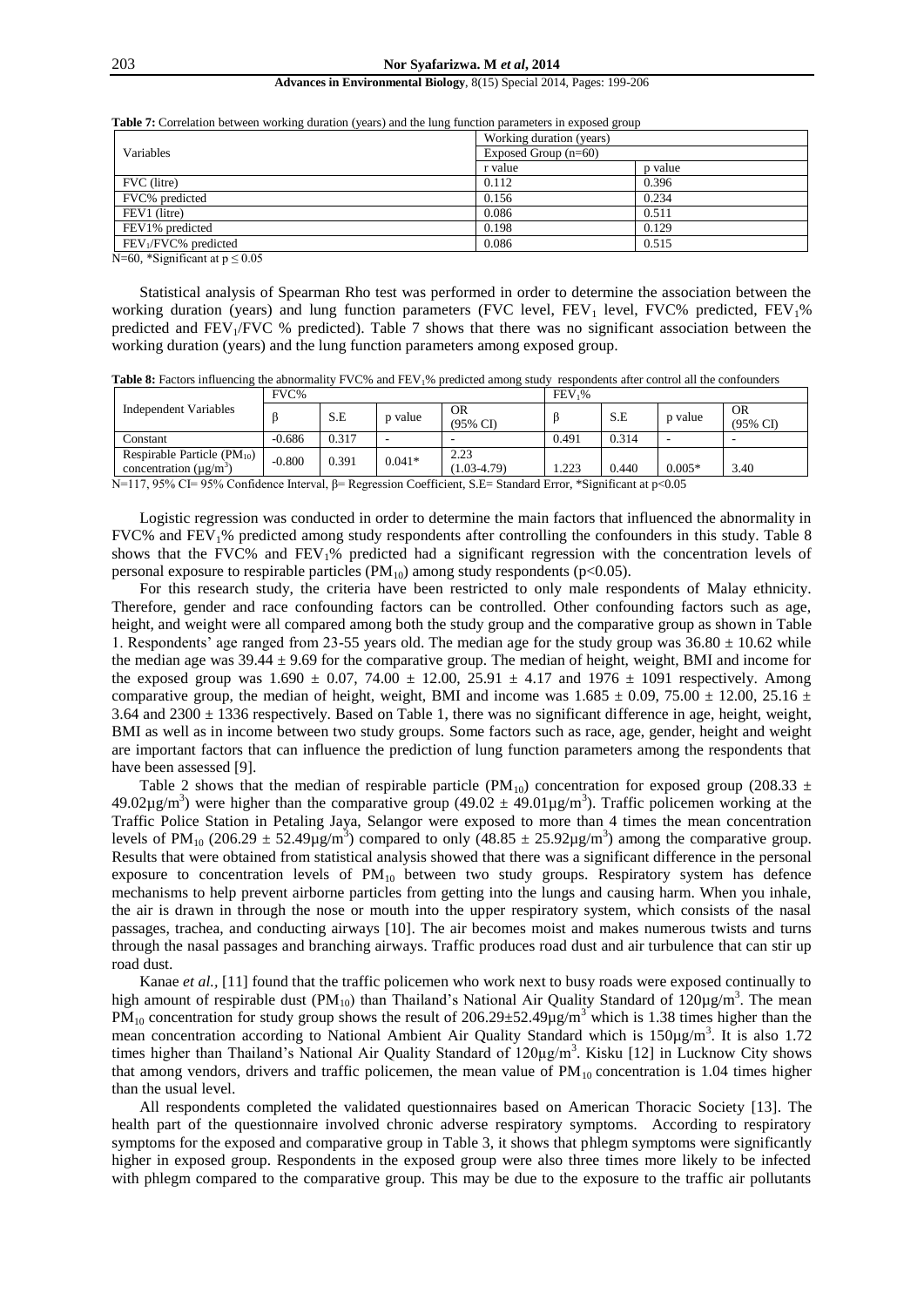**Table 7:** Correlation between working duration (years) and the lung function parameters in exposed group

| Variables | Working duration (years) | |
|---|---|---|
| | Exposed Group (n=60) | |
| | r value | p value |
| FVC (litre) | 0.112 | 0.396 |
| FVC% predicted | 0.156 | 0.234 |
| FEV1 (litre) | 0.086 | 0.511 |
| FEV1% predicted | 0.198 | 0.129 |
| $FEV_1$/FVC% predicted | 0.086 | 0.515 |

N=60, *Significant at $p \leq 0.05$

Statistical analysis of Spearman Rho test was performed in order to determine the association between the working duration (years) and lung function parameters (FVC level, $FEV_1$ level, FVC% predicted, $FEV_1$% predicted and $FEV_1$/FVC % predicted). Table 7 shows that there was no significant association between the working duration (years) and the lung function parameters among exposed group.

**Table 8:** Factors influencing the abnormality FVC% and $FEV_1$% predicted among study respondents after control all the confounders

| Independent Variables | FVC% | | | | $FEV_1$% | | | |
|---|---|---|---|---|---|---|---|---|
| | β | S.E | p value | OR (95% CI) | β | S.E | p value | OR (95% CI) |
| Constant | -0.686 | 0.317 | - | - | 0.491 | 0.314 | - | - |
| Respirable Particle ($PM_{10}$) concentration ($\mu g/m^3$) | -0.800 | 0.391 | 0.041* | 2.23 (1.03-4.79) | 1.223 | 0.440 | 0.005* | 3.40 |

N=117, 95% CI= 95% Confidence Interval, β= Regression Coefficient, S.E= Standard Error, *Significant at $p<0.05$

Logistic regression was conducted in order to determine the main factors that influenced the abnormality in FVC% and $FEV_1$% predicted among study respondents after controlling the confounders in this study. Table 8 shows that the FVC% and $FEV_1$% predicted had a significant regression with the concentration levels of personal exposure to respirable particles ($PM_{10}$) among study respondents ($p<0.05$).

For this research study, the criteria have been restricted to only male respondents of Malay ethnicity. Therefore, gender and race confounding factors can be controlled. Other confounding factors such as age, height, and weight were all compared among both the study group and the comparative group as shown in Table 1. Respondents' age ranged from 23-55 years old. The median age for the study group was $36.80 \pm 10.62$ while the median age was $39.44 \pm 9.69$ for the comparative group. The median of height, weight, BMI and income for the exposed group was $1.690 \pm 0.07$, $74.00 \pm 12.00$, $25.91 \pm 4.17$ and $1976 \pm 1091$ respectively. Among comparative group, the median of height, weight, BMI and income was $1.685 \pm 0.09$, $75.00 \pm 12.00$, $25.16 \pm 3.64$ and $2300 \pm 1336$ respectively. Based on Table 1, there was no significant difference in age, height, weight, BMI as well as in income between two study groups. Some factors such as race, age, gender, height and weight are important factors that can influence the prediction of lung function parameters among the respondents that have been assessed [9].

Table 2 shows that the median of respirable particle ($PM_{10}$) concentration for exposed group ($208.33 \pm 49.02\mu g/m^3$) were higher than the comparative group ($49.02 \pm 49.01\mu g/m^3$). Traffic policemen working at the Traffic Police Station in Petaling Jaya, Selangor were exposed to more than 4 times the mean concentration levels of $PM_{10}$ ($206.29 \pm 52.49\mu g/m^3$) compared to only ($48.85 \pm 25.92\mu g/m^3$) among the comparative group. Results that were obtained from statistical analysis showed that there was a significant difference in the personal exposure to concentration levels of $PM_{10}$ between two study groups. Respiratory system has defence mechanisms to help prevent airborne particles from getting into the lungs and causing harm. When you inhale, the air is drawn in through the nose or mouth into the upper respiratory system, which consists of the nasal passages, trachea, and conducting airways [10]. The air becomes moist and makes numerous twists and turns through the nasal passages and branching airways. Traffic produces road dust and air turbulence that can stir up road dust.

Kanae *et al.*, [11] found that the traffic policemen who work next to busy roads were exposed continually to high amount of respirable dust ($PM_{10}$) than Thailand's National Air Quality Standard of $120\mu g/m^3$. The mean $PM_{10}$ concentration for study group shows the result of $206.29 \pm 52.49\mu g/m^3$ which is 1.38 times higher than the mean concentration according to National Ambient Air Quality Standard which is $150\mu g/m^3$. It is also 1.72 times higher than Thailand's National Air Quality Standard of $120\mu g/m^3$. Kisku [12] in Lucknow City shows that among vendors, drivers and traffic policemen, the mean value of $PM_{10}$ concentration is 1.04 times higher than the usual level.

All respondents completed the validated questionnaires based on American Thoracic Society [13]. The health part of the questionnaire involved chronic adverse respiratory symptoms. According to respiratory symptoms for the exposed and comparative group in Table 3, it shows that phlegm symptoms were significantly higher in exposed group. Respondents in the exposed group were also three times more likely to be infected with phlegm compared to the comparative group. This may be due to the exposure to the traffic air pollutants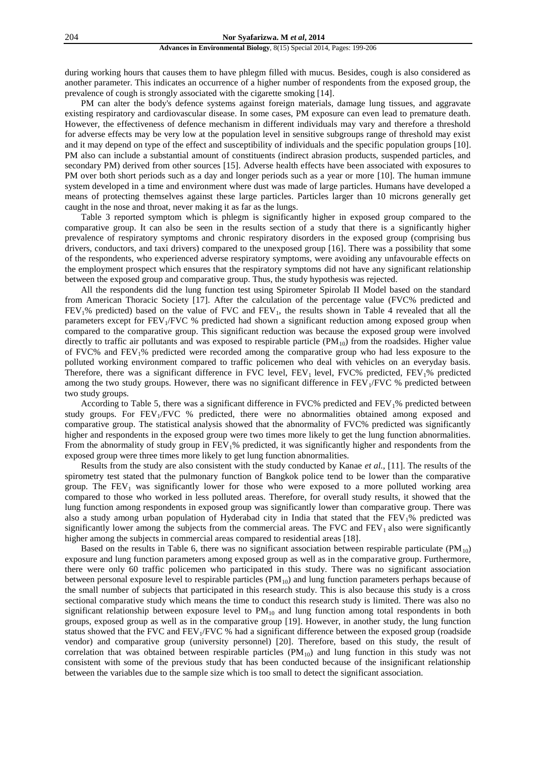during working hours that causes them to have phlegm filled with mucus. Besides, cough is also considered as another parameter. This indicates an occurrence of a higher number of respondents from the exposed group, the prevalence of cough is strongly associated with the cigarette smoking [14].

PM can alter the body's defence systems against foreign materials, damage lung tissues, and aggravate existing respiratory and cardiovascular disease. In some cases, PM exposure can even lead to premature death. However, the effectiveness of defence mechanism in different individuals may vary and therefore a threshold for adverse effects may be very low at the population level in sensitive subgroups range of threshold may exist and it may depend on type of the effect and susceptibility of individuals and the specific population groups [10]. PM also can include a substantial amount of constituents (indirect abrasion products, suspended particles, and secondary PM) derived from other sources [15]. Adverse health effects have been associated with exposures to PM over both short periods such as a day and longer periods such as a year or more [10]. The human immune system developed in a time and environment where dust was made of large particles. Humans have developed a means of protecting themselves against these large particles. Particles larger than 10 microns generally get caught in the nose and throat, never making it as far as the lungs.

Table 3 reported symptom which is phlegm is significantly higher in exposed group compared to the comparative group. It can also be seen in the results section of a study that there is a significantly higher prevalence of respiratory symptoms and chronic respiratory disorders in the exposed group (comprising bus drivers, conductors, and taxi drivers) compared to the unexposed group [16]. There was a possibility that some of the respondents, who experienced adverse respiratory symptoms, were avoiding any unfavourable effects on the employment prospect which ensures that the respiratory symptoms did not have any significant relationship between the exposed group and comparative group. Thus, the study hypothesis was rejected.

All the respondents did the lung function test using Spirometer Spirolab II Model based on the standard from American Thoracic Society [17]. After the calculation of the percentage value (FVC% predicted and $FEV_1$% predicted) based on the value of FVC and $FEV_1$, the results shown in Table 4 revealed that all the parameters except for $FEV_1$/FVC % predicted had shown a significant reduction among exposed group when compared to the comparative group. This significant reduction was because the exposed group were involved directly to traffic air pollutants and was exposed to respirable particle ($PM_{10}$) from the roadsides. Higher value of FVC% and $FEV_1$% predicted were recorded among the comparative group who had less exposure to the polluted working environment compared to traffic policemen who deal with vehicles on an everyday basis. Therefore, there was a significant difference in FVC level, $FEV_1$ level, FVC% predicted, $FEV_1$% predicted among the two study groups. However, there was no significant difference in $FEV_1$/FVC % predicted between two study groups.

According to Table 5, there was a significant difference in FVC% predicted and $FEV_1$% predicted between study groups. For $FEV_1$/FVC % predicted, there were no abnormalities obtained among exposed and comparative group. The statistical analysis showed that the abnormality of FVC% predicted was significantly higher and respondents in the exposed group were two times more likely to get the lung function abnormalities. From the abnormality of study group in $FEV_1$% predicted, it was significantly higher and respondents from the exposed group were three times more likely to get lung function abnormalities.

Results from the study are also consistent with the study conducted by Kanae *et al.,* [11]. The results of the spirometry test stated that the pulmonary function of Bangkok police tend to be lower than the comparative group. The $FEV_1$ was significantly lower for those who were exposed to a more polluted working area compared to those who worked in less polluted areas. Therefore, for overall study results, it showed that the lung function among respondents in exposed group was significantly lower than comparative group. There was also a study among urban population of Hyderabad city in India that stated that the $FEV_1$% predicted was significantly lower among the subjects from the commercial areas. The FVC and $FEV_1$ also were significantly higher among the subjects in commercial areas compared to residential areas [18].

Based on the results in Table 6, there was no significant association between respirable particulate ($PM_{10}$) exposure and lung function parameters among exposed group as well as in the comparative group. Furthermore, there were only 60 traffic policemen who participated in this study. There was no significant association between personal exposure level to respirable particles ($PM_{10}$) and lung function parameters perhaps because of the small number of subjects that participated in this research study. This is also because this study is a cross sectional comparative study which means the time to conduct this research study is limited. There was also no significant relationship between exposure level to $PM_{10}$ and lung function among total respondents in both groups, exposed group as well as in the comparative group [19]. However, in another study, the lung function status showed that the FVC and $FEV_1$/FVC % had a significant difference between the exposed group (roadside vendor) and comparative group (university personnel) [20]. Therefore, based on this study, the result of correlation that was obtained between respirable particles ($PM_{10}$) and lung function in this study was not consistent with some of the previous study that has been conducted because of the insignificant relationship between the variables due to the sample size which is too small to detect the significant association.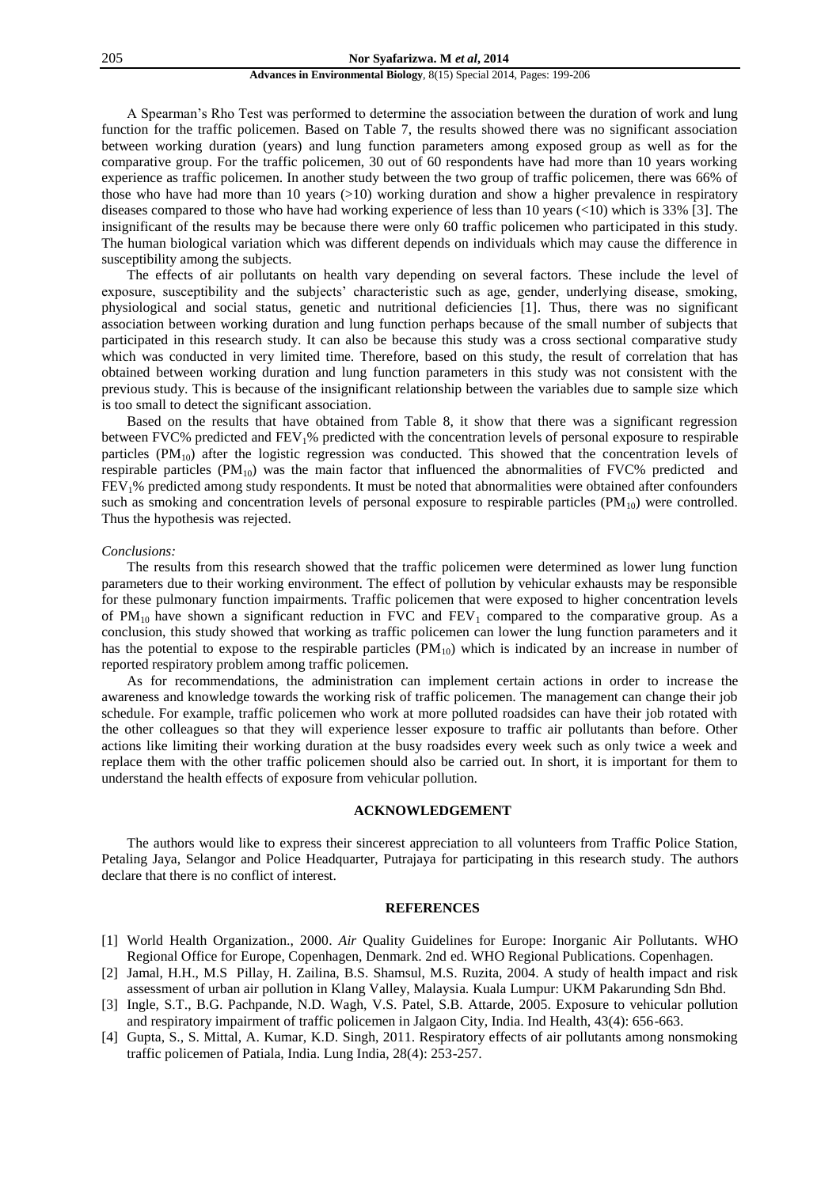A Spearman's Rho Test was performed to determine the association between the duration of work and lung function for the traffic policemen. Based on Table 7, the results showed there was no significant association between working duration (years) and lung function parameters among exposed group as well as for the comparative group. For the traffic policemen, 30 out of 60 respondents have had more than 10 years working experience as traffic policemen. In another study between the two group of traffic policemen, there was 66% of those who have had more than 10 years (>10) working duration and show a higher prevalence in respiratory diseases compared to those who have had working experience of less than 10 years (<10) which is 33% [3]. The insignificant of the results may be because there were only 60 traffic policemen who participated in this study. The human biological variation which was different depends on individuals which may cause the difference in susceptibility among the subjects.

The effects of air pollutants on health vary depending on several factors. These include the level of exposure, susceptibility and the subjects' characteristic such as age, gender, underlying disease, smoking, physiological and social status, genetic and nutritional deficiencies [1]. Thus, there was no significant association between working duration and lung function perhaps because of the small number of subjects that participated in this research study. It can also be because this study was a cross sectional comparative study which was conducted in very limited time. Therefore, based on this study, the result of correlation that has obtained between working duration and lung function parameters in this study was not consistent with the previous study. This is because of the insignificant relationship between the variables due to sample size which is too small to detect the significant association.

Based on the results that have obtained from Table 8, it show that there was a significant regression between FVC% predicted and $FEV_1$% predicted with the concentration levels of personal exposure to respirable particles ($PM_{10}$) after the logistic regression was conducted. This showed that the concentration levels of respirable particles ($PM_{10}$) was the main factor that influenced the abnormalities of FVC% predicted and $FEV_1$% predicted among study respondents. It must be noted that abnormalities were obtained after confounders such as smoking and concentration levels of personal exposure to respirable particles ($PM_{10}$) were controlled. Thus the hypothesis was rejected.

*Conclusions:*

The results from this research showed that the traffic policemen were determined as lower lung function parameters due to their working environment. The effect of pollution by vehicular exhausts may be responsible for these pulmonary function impairments. Traffic policemen that were exposed to higher concentration levels of $PM_{10}$ have shown a significant reduction in FVC and $FEV_1$ compared to the comparative group. As a conclusion, this study showed that working as traffic policemen can lower the lung function parameters and it has the potential to expose to the respirable particles ($PM_{10}$) which is indicated by an increase in number of reported respiratory problem among traffic policemen.

As for recommendations, the administration can implement certain actions in order to increase the awareness and knowledge towards the working risk of traffic policemen. The management can change their job schedule. For example, traffic policemen who work at more polluted roadsides can have their job rotated with the other colleagues so that they will experience lesser exposure to traffic air pollutants than before. Other actions like limiting their working duration at the busy roadsides every week such as only twice a week and replace them with the other traffic policemen should also be carried out. In short, it is important for them to understand the health effects of exposure from vehicular pollution.

## ACKNOWLEDGEMENT

The authors would like to express their sincerest appreciation to all volunteers from Traffic Police Station, Petaling Jaya, Selangor and Police Headquarter, Putrajaya for participating in this research study. The authors declare that there is no conflict of interest.

## REFERENCES

[1] World Health Organization., 2000. *Air* Quality Guidelines for Europe: Inorganic Air Pollutants. WHO Regional Office for Europe, Copenhagen, Denmark. 2nd ed. WHO Regional Publications. Copenhagen.

[2] Jamal, H.H., M.S Pillay, H. Zailina, B.S. Shamsul, M.S. Ruzita, 2004. A study of health impact and risk assessment of urban air pollution in Klang Valley, Malaysia. Kuala Lumpur: UKM Pakarunding Sdn Bhd.

[3] Ingle, S.T., B.G. Pachpande, N.D. Wagh, V.S. Patel, S.B. Attarde, 2005. Exposure to vehicular pollution and respiratory impairment of traffic policemen in Jalgaon City, India. Ind Health, 43(4): 656-663.

[4] Gupta, S., S. Mittal, A. Kumar, K.D. Singh, 2011. Respiratory effects of air pollutants among nonsmoking traffic policemen of Patiala, India. Lung India, 28(4): 253-257.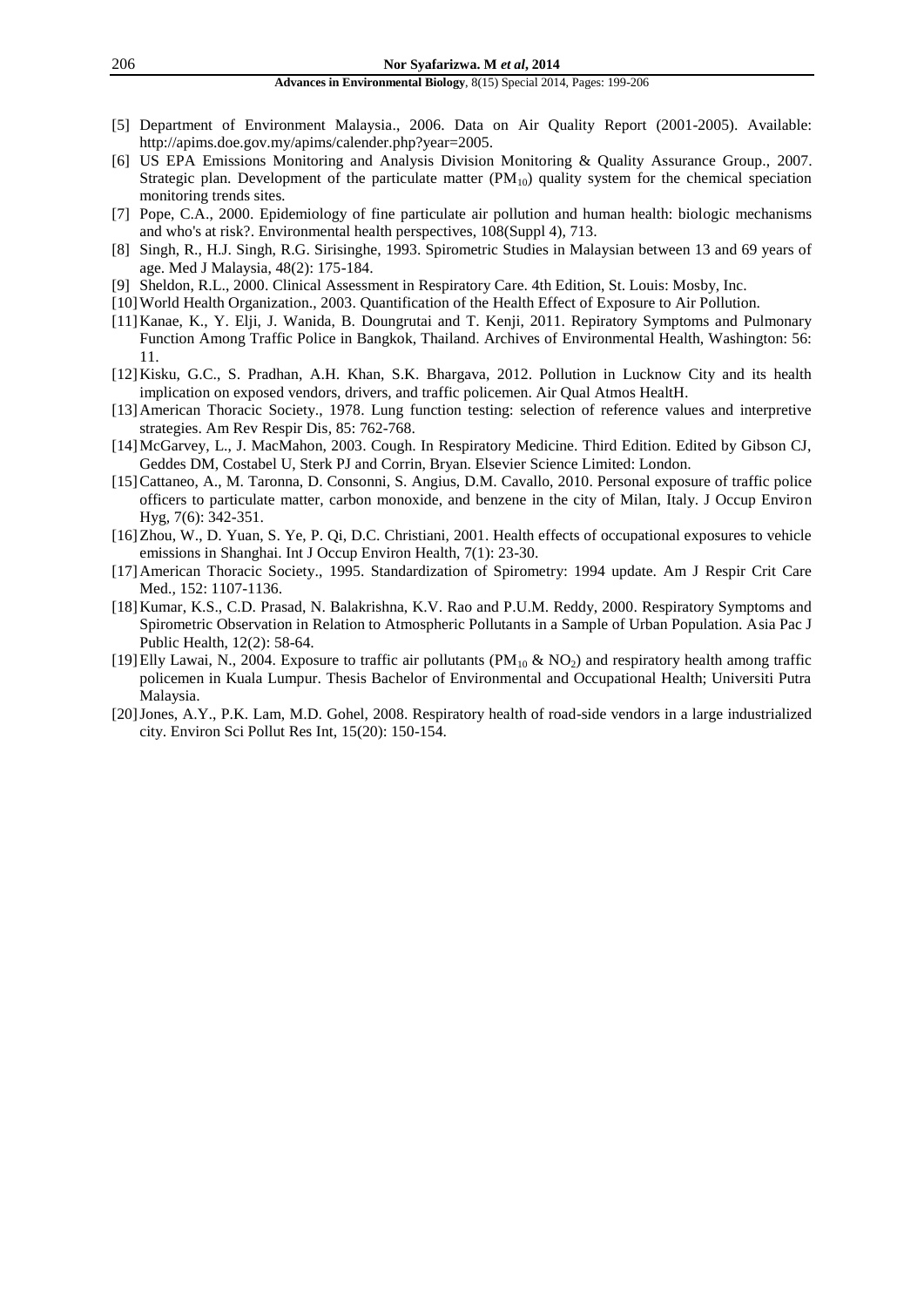[5] Department of Environment Malaysia., 2006. Data on Air Quality Report (2001-2005). Available: http://apims.doe.gov.my/apims/calender.php?year=2005.

[6] US EPA Emissions Monitoring and Analysis Division Monitoring & Quality Assurance Group., 2007. Strategic plan. Development of the particulate matter ($PM_{10}$) quality system for the chemical speciation monitoring trends sites.

[7] Pope, C.A., 2000. Epidemiology of fine particulate air pollution and human health: biologic mechanisms and who's at risk?. Environmental health perspectives, 108(Suppl 4), 713.

[8] Singh, R., H.J. Singh, R.G. Sirisinghe, 1993. Spirometric Studies in Malaysian between 13 and 69 years of age. Med J Malaysia, 48(2): 175-184.

[9] Sheldon, R.L., 2000. Clinical Assessment in Respiratory Care. 4th Edition, St. Louis: Mosby, Inc.

[10] World Health Organization., 2003. Quantification of the Health Effect of Exposure to Air Pollution.

[11] Kanae, K., Y. Elji, J. Wanida, B. Doungrutai and T. Kenji, 2011. Repiratory Symptoms and Pulmonary Function Among Traffic Police in Bangkok, Thailand. Archives of Environmental Health, Washington: 56: 11.

[12] Kisku, G.C., S. Pradhan, A.H. Khan, S.K. Bhargava, 2012. Pollution in Lucknow City and its health implication on exposed vendors, drivers, and traffic policemen. Air Qual Atmos HealtH.

[13] American Thoracic Society., 1978. Lung function testing: selection of reference values and interpretive strategies. Am Rev Respir Dis, 85: 762-768.

[14] McGarvey, L., J. MacMahon, 2003. Cough. In Respiratory Medicine. Third Edition. Edited by Gibson CJ, Geddes DM, Costabel U, Sterk PJ and Corrin, Bryan. Elsevier Science Limited: London.

[15] Cattaneo, A., M. Taronna, D. Consonni, S. Angius, D.M. Cavallo, 2010. Personal exposure of traffic police officers to particulate matter, carbon monoxide, and benzene in the city of Milan, Italy. J Occup Environ Hyg, 7(6): 342-351.

[16] Zhou, W., D. Yuan, S. Ye, P. Qi, D.C. Christiani, 2001. Health effects of occupational exposures to vehicle emissions in Shanghai. Int J Occup Environ Health, 7(1): 23-30.

[17] American Thoracic Society., 1995. Standardization of Spirometry: 1994 update. Am J Respir Crit Care Med., 152: 1107-1136.

[18] Kumar, K.S., C.D. Prasad, N. Balakrishna, K.V. Rao and P.U.M. Reddy, 2000. Respiratory Symptoms and Spirometric Observation in Relation to Atmospheric Pollutants in a Sample of Urban Population. Asia Pac J Public Health, 12(2): 58-64.

[19] Elly Lawai, N., 2004. Exposure to traffic air pollutants ($PM_{10}$ & $NO_2$) and respiratory health among traffic policemen in Kuala Lumpur. Thesis Bachelor of Environmental and Occupational Health; Universiti Putra Malaysia.

[20] Jones, A.Y., P.K. Lam, M.D. Gohel, 2008. Respiratory health of road-side vendors in a large industrialized city. Environ Sci Pollut Res Int, 15(20): 150-154.